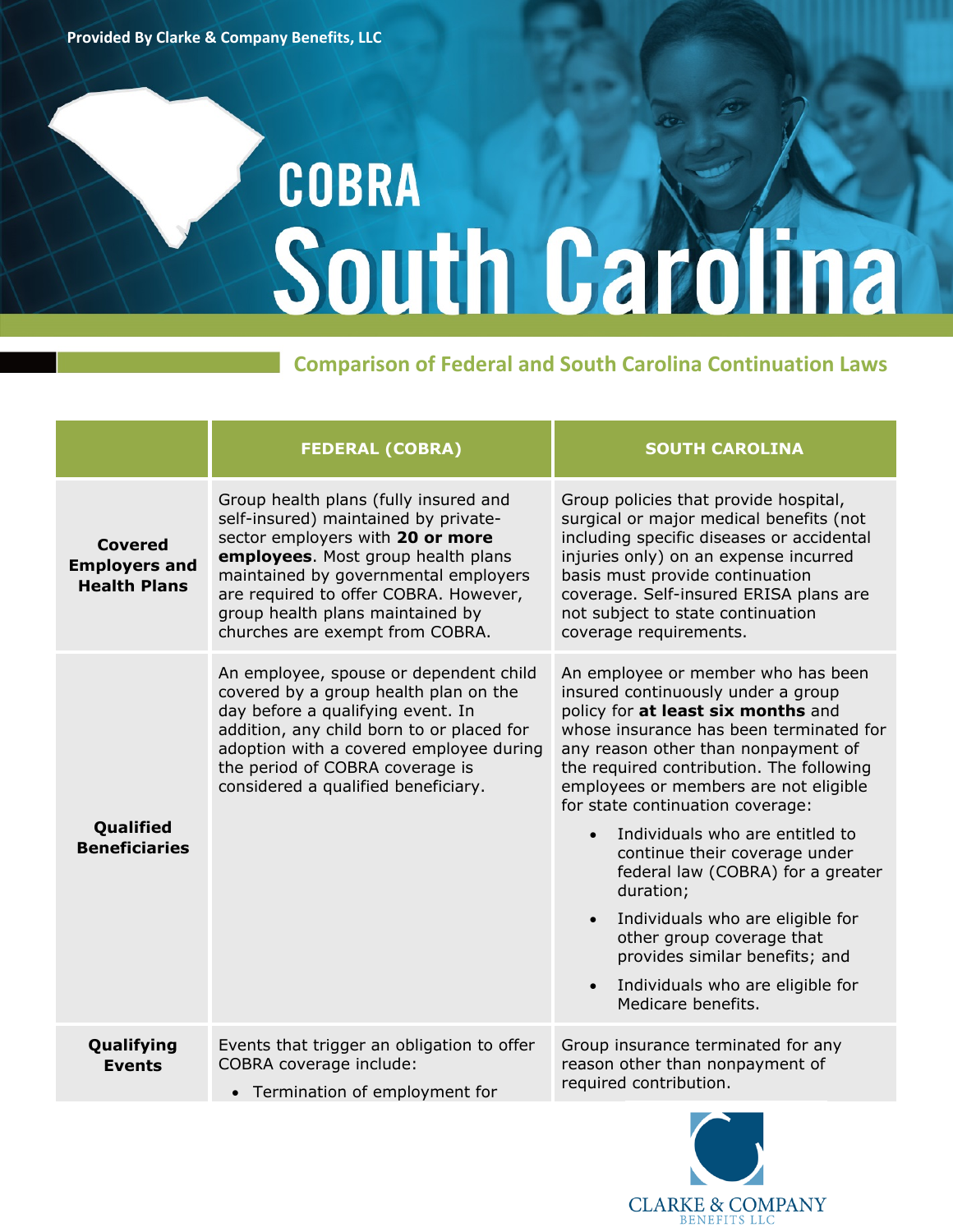Provided By Clarke & Company Benefits, LLC

# COBRA South Carolina

## Comparison of Federal and South Carolina Continuation Laws

| | FEDERAL (COBRA) | SOUTH CAROLINA |
|---|---|---|
| **Covered Employers and Health Plans** | Group health plans (fully insured and self-insured) maintained by private-sector employers with **20 or more employees**. Most group health plans maintained by governmental employers are required to offer COBRA. However, group health plans maintained by churches are exempt from COBRA. | Group policies that provide hospital, surgical or major medical benefits (not including specific diseases or accidental injuries only) on an expense incurred basis must provide continuation coverage. Self-insured ERISA plans are not subject to state continuation coverage requirements. |
| **Qualified Beneficiaries** | An employee, spouse or dependent child covered by a group health plan on the day before a qualifying event. In addition, any child born to or placed for adoption with a covered employee during the period of COBRA coverage is considered a qualified beneficiary. | An employee or member who has been insured continuously under a group policy for **at least six months** and whose insurance has been terminated for any reason other than nonpayment of the required contribution. The following employees or members are not eligible for state continuation coverage:<br>• Individuals who are entitled to continue their coverage under federal law (COBRA) for a greater duration;<br>• Individuals who are eligible for other group coverage that provides similar benefits; and<br>• Individuals who are eligible for Medicare benefits. |
| **Qualifying Events** | Events that trigger an obligation to offer COBRA coverage include:<br>• Termination of employment for | Group insurance terminated for any reason other than nonpayment of required contribution. |

CLARKE & COMPANY BENEFITS LLC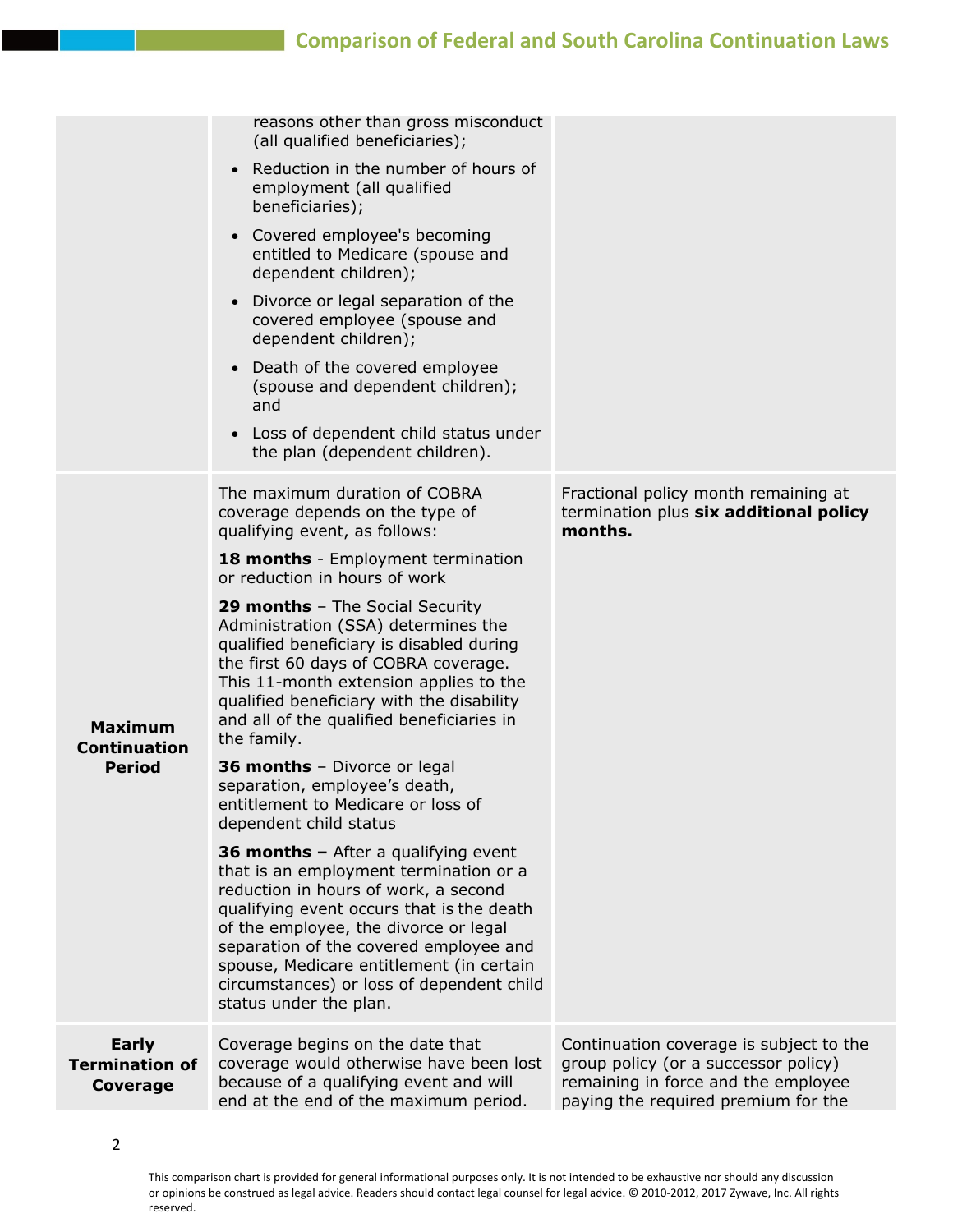| | | |
|---|---|---|
| | reasons other than gross misconduct (all qualified beneficiaries);<br>• Reduction in the number of hours of employment (all qualified beneficiaries);<br>• Covered employee's becoming entitled to Medicare (spouse and dependent children);<br>• Divorce or legal separation of the covered employee (spouse and dependent children);<br>• Death of the covered employee (spouse and dependent children); and<br>• Loss of dependent child status under the plan (dependent children). | |
| **Maximum Continuation Period** | The maximum duration of COBRA coverage depends on the type of qualifying event, as follows:<br>**18 months** - Employment termination or reduction in hours of work<br>**29 months** – The Social Security Administration (SSA) determines the qualified beneficiary is disabled during the first 60 days of COBRA coverage. This 11-month extension applies to the qualified beneficiary with the disability and all of the qualified beneficiaries in the family.<br>**36 months** – Divorce or legal separation, employee's death, entitlement to Medicare or loss of dependent child status<br>**36 months –** After a qualifying event that is an employment termination or a reduction in hours of work, a second qualifying event occurs that is the death of the employee, the divorce or legal separation of the covered employee and spouse, Medicare entitlement (in certain circumstances) or loss of dependent child status under the plan. | Fractional policy month remaining at termination plus **six additional policy months.** |
| **Early Termination of Coverage** | Coverage begins on the date that coverage would otherwise have been lost because of a qualifying event and will end at the end of the maximum period. | Continuation coverage is subject to the group policy (or a successor policy) remaining in force and the employee paying the required premium for the |

This comparison chart is provided for general informational purposes only. It is not intended to be exhaustive nor should any discussion or opinions be construed as legal advice. Readers should contact legal counsel for legal advice. © 2010-2012, 2017 Zywave, Inc. All rights reserved.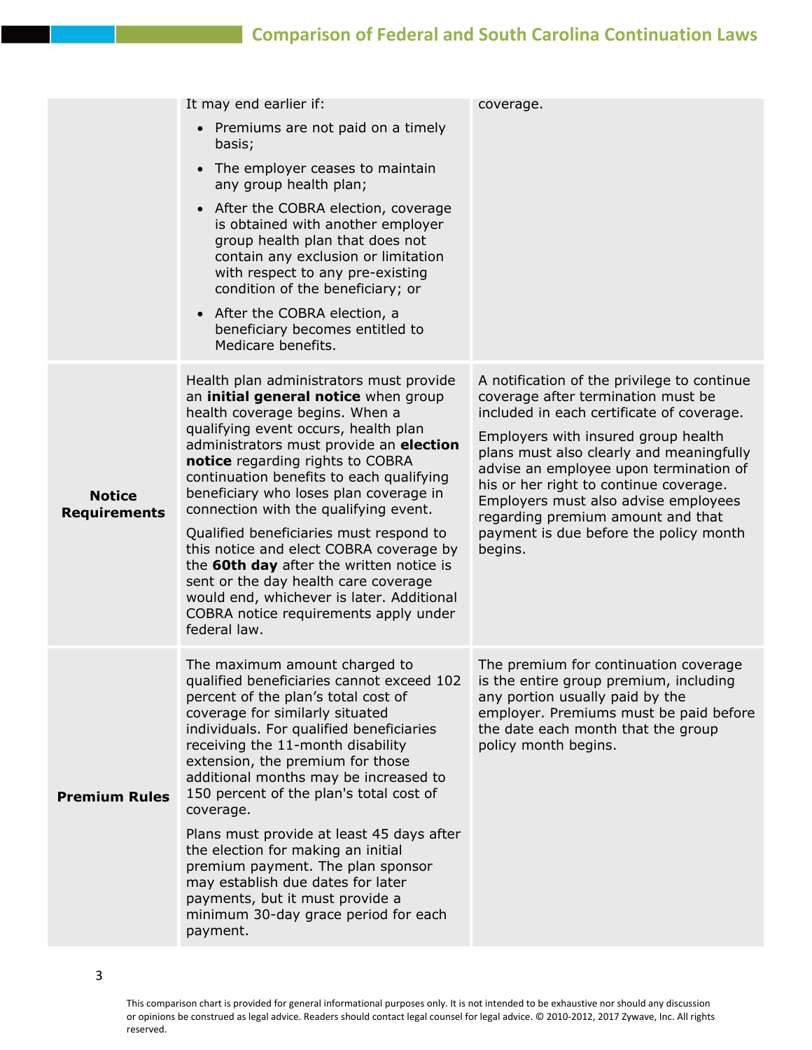| | | |
|---|---|---|
| | It may end earlier if:<br>• Premiums are not paid on a timely basis;<br>• The employer ceases to maintain any group health plan;<br>• After the COBRA election, coverage is obtained with another employer group health plan that does not contain any exclusion or limitation with respect to any pre-existing condition of the beneficiary; or<br>• After the COBRA election, a beneficiary becomes entitled to Medicare benefits. | coverage. |
| **Notice Requirements** | Health plan administrators must provide an **initial general notice** when group health coverage begins. When a qualifying event occurs, health plan administrators must provide an **election notice** regarding rights to COBRA continuation benefits to each qualifying beneficiary who loses plan coverage in connection with the qualifying event.<br><br>Qualified beneficiaries must respond to this notice and elect COBRA coverage by the **60th day** after the written notice is sent or the day health care coverage would end, whichever is later. Additional COBRA notice requirements apply under federal law. | A notification of the privilege to continue coverage after termination must be included in each certificate of coverage.<br><br>Employers with insured group health plans must also clearly and meaningfully advise an employee upon termination of his or her right to continue coverage. Employers must also advise employees regarding premium amount and that payment is due before the policy month begins. |
| **Premium Rules** | The maximum amount charged to qualified beneficiaries cannot exceed 102 percent of the plan's total cost of coverage for similarly situated individuals. For qualified beneficiaries receiving the 11-month disability extension, the premium for those additional months may be increased to 150 percent of the plan's total cost of coverage.<br><br>Plans must provide at least 45 days after the election for making an initial premium payment. The plan sponsor may establish due dates for later payments, but it must provide a minimum 30-day grace period for each payment. | The premium for continuation coverage is the entire group premium, including any portion usually paid by the employer. Premiums must be paid before the date each month that the group policy month begins. |

This comparison chart is provided for general informational purposes only. It is not intended to be exhaustive nor should any discussion or opinions be construed as legal advice. Readers should contact legal counsel for legal advice. © 2010-2012, 2017 Zywave, Inc. All rights reserved.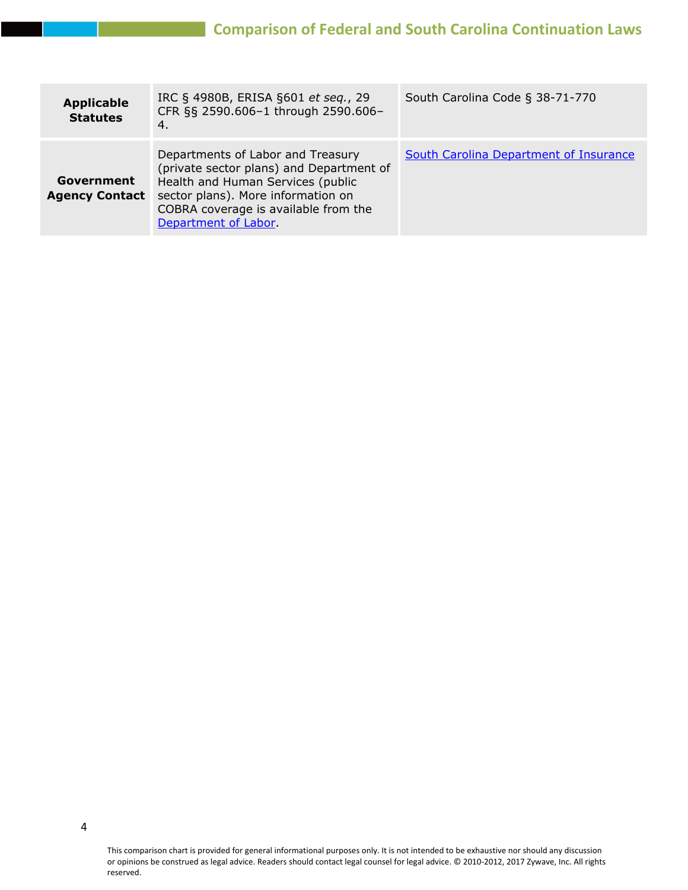| | | |
|---|---|---|
| **Applicable Statutes** | IRC § 4980B, ERISA §601 *et seq.*, 29 CFR §§ 2590.606–1 through 2590.606–4. | South Carolina Code § 38-71-770 |
| **Government Agency Contact** | Departments of Labor and Treasury (private sector plans) and Department of Health and Human Services (public sector plans). More information on COBRA coverage is available from the Department of Labor. | South Carolina Department of Insurance |

This comparison chart is provided for general informational purposes only. It is not intended to be exhaustive nor should any discussion or opinions be construed as legal advice. Readers should contact legal counsel for legal advice. © 2010-2012, 2017 Zywave, Inc. All rights reserved.